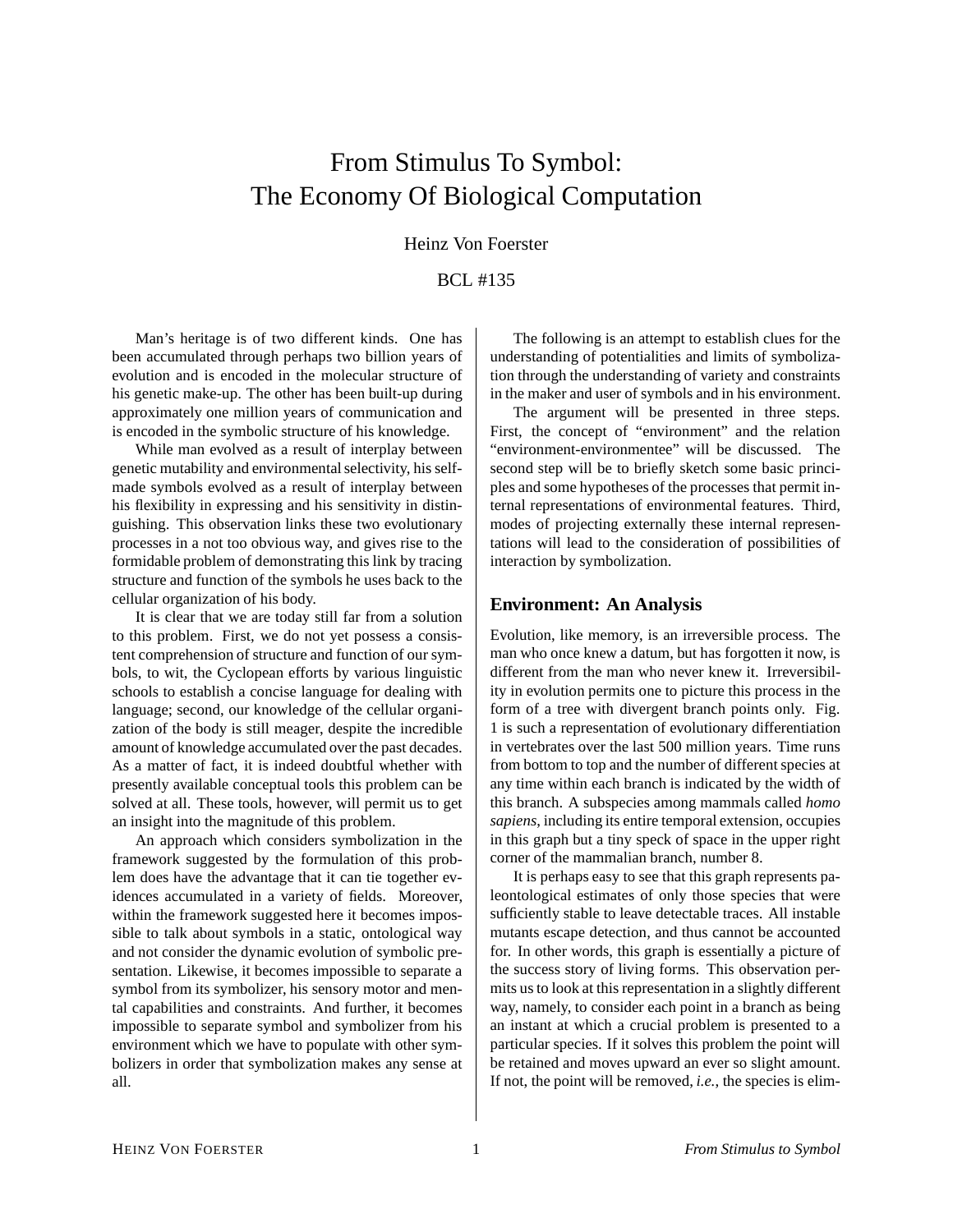# From Stimulus To Symbol: The Economy Of Biological Computation

Heinz Von Foerster

BCL #135

Man's heritage is of two different kinds. One has been accumulated through perhaps two billion years of evolution and is encoded in the molecular structure of his genetic make-up. The other has been built-up during approximately one million years of communication and is encoded in the symbolic structure of his knowledge.

While man evolved as a result of interplay between genetic mutability and environmental selectivity, his self-made symbols evolved as a result of interplay between his flexibility in expressing and his sensitivity in distinguishing. This observation links these two evolutionary processes in a not too obvious way, and gives rise to the formidable problem of demonstrating this link by tracing structure and function of the symbols he uses back to the cellular organization of his body.

It is clear that we are today still far from a solution to this problem. First, we do not yet possess a consistent comprehension of structure and function of our symbols, to wit, the Cyclopean efforts by various linguistic schools to establish a concise language for dealing with language; second, our knowledge of the cellular organization of the body is still meager, despite the incredible amount of knowledge accumulated over the past decades. As a matter of fact, it is indeed doubtful whether with presently available conceptual tools this problem can be solved at all. These tools, however, will permit us to get an insight into the magnitude of this problem.

An approach which considers symbolization in the framework suggested by the formulation of this problem does have the advantage that it can tie together evidences accumulated in a variety of fields. Moreover, within the framework suggested here it becomes impossible to talk about symbols in a static, ontological way and not consider the dynamic evolution of symbolic presentation. Likewise, it becomes impossible to separate a symbol from its symbolizer, his sensory motor and mental capabilities and constraints. And further, it becomes impossible to separate symbol and symbolizer from his environment which we have to populate with other symbolizers in order that symbolization makes any sense at all.

The following is an attempt to establish clues for the understanding of potentialities and limits of symbolization through the understanding of variety and constraints in the maker and user of symbols and in his environment.

The argument will be presented in three steps. First, the concept of "environment" and the relation "environment-environmentee" will be discussed. The second step will be to briefly sketch some basic principles and some hypotheses of the processes that permit internal representations of environmental features. Third, modes of projecting externally these internal representations will lead to the consideration of possibilities of interaction by symbolization.

## Environment: An Analysis

Evolution, like memory, is an irreversible process. The man who once knew a datum, but has forgotten it now, is different from the man who never knew it. Irreversibility in evolution permits one to picture this process in the form of a tree with divergent branch points only. Fig. 1 is such a representation of evolutionary differentiation in vertebrates over the last 500 million years. Time runs from bottom to top and the number of different species at any time within each branch is indicated by the width of this branch. A subspecies among mammals called *homo sapiens*, including its entire temporal extension, occupies in this graph but a tiny speck of space in the upper right corner of the mammalian branch, number 8.

It is perhaps easy to see that this graph represents paleontological estimates of only those species that were sufficiently stable to leave detectable traces. All instable mutants escape detection, and thus cannot be accounted for. In other words, this graph is essentially a picture of the success story of living forms. This observation permits us to look at this representation in a slightly different way, namely, to consider each point in a branch as being an instant at which a crucial problem is presented to a particular species. If it solves this problem the point will be retained and moves upward an ever so slight amount. If not, the point will be removed, *i.e.*, the species is elim-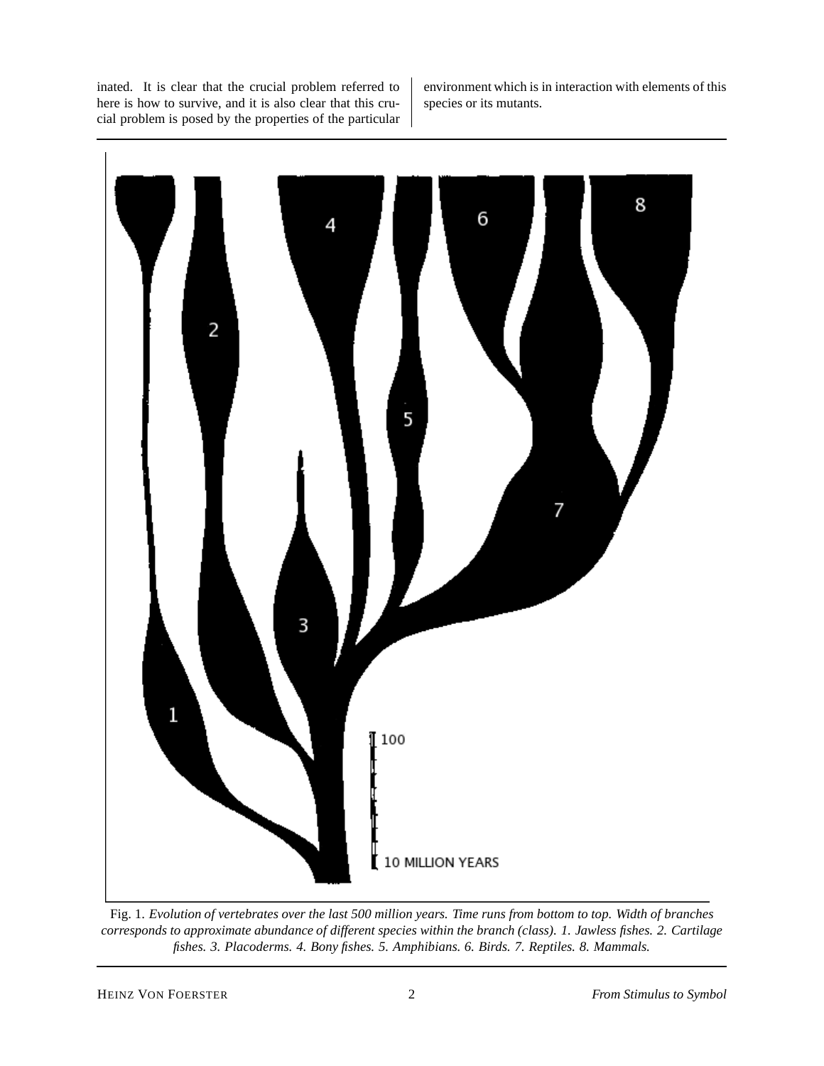inated. It is clear that the crucial problem referred to here is how to survive, and it is also clear that this crucial problem is posed by the properties of the particular environment which is in interaction with elements of this species or its mutants.

Fig. 1. *Evolution of vertebrates over the last 500 million years. Time runs from bottom to top. Width of branches corresponds to approximate abundance of different species within the branch (class). 1. Jawless fishes. 2. Cartilage fishes. 3. Placoderms. 4. Bony fishes. 5. Amphibians. 6. Birds. 7. Reptiles. 8. Mammals.*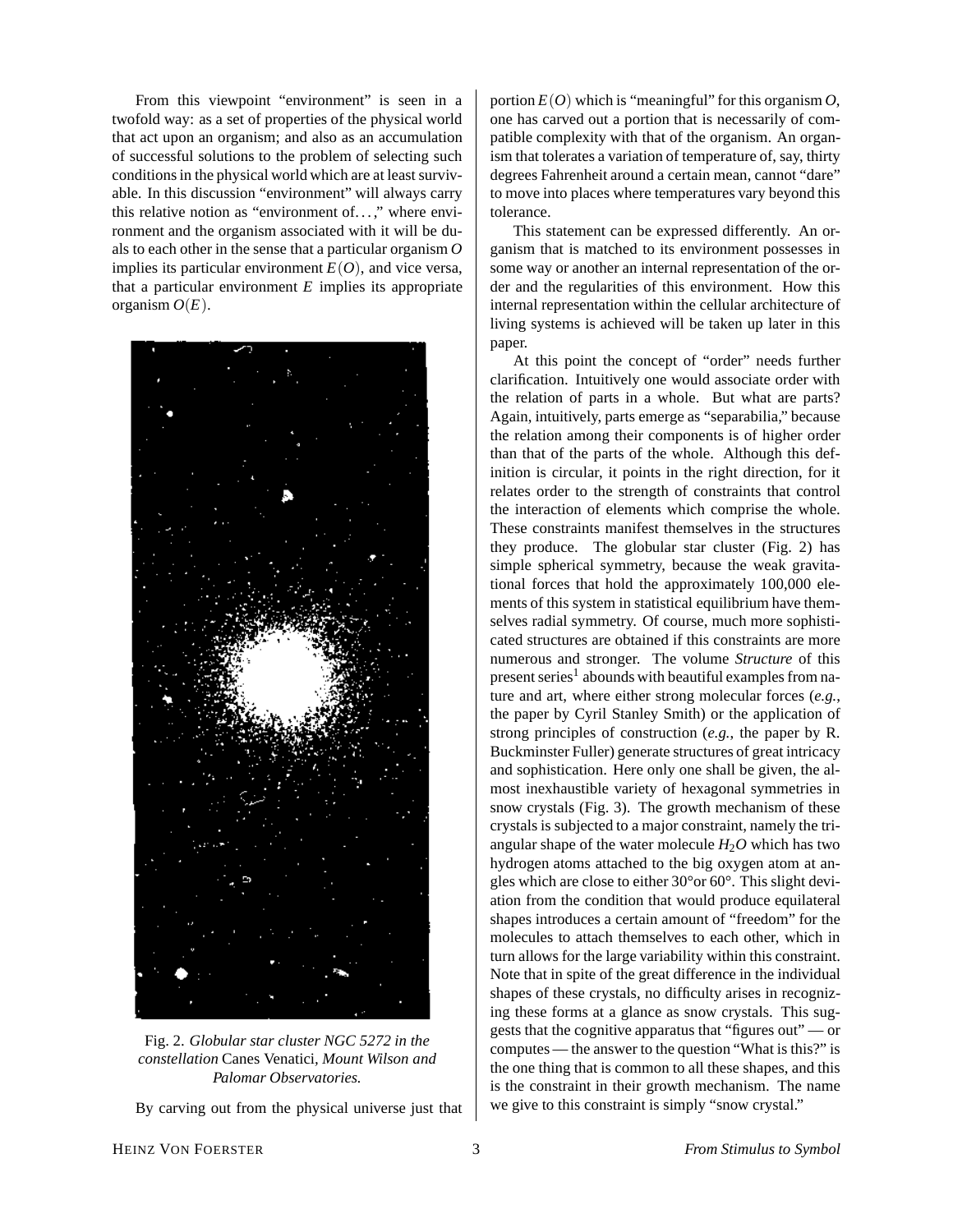From this viewpoint "environment" is seen in a twofold way: as a set of properties of the physical world that act upon an organism; and also as an accumulation of successful solutions to the problem of selecting such conditions in the physical world which are at least survivable. In this discussion "environment" will always carry this relative notion as "environment of. . . ," where environment and the organism associated with it will be duals to each other in the sense that a particular organism $O$ implies its particular environment $E(O)$, and vice versa, that a particular environment $E$ implies its appropriate organism $O(E)$.

Fig. 2. *Globular star cluster NGC 5272 in the constellation* Canes Venatici, *Mount Wilson and Palomar Observatories.*

By carving out from the physical universe just that portion $E(O)$ which is "meaningful" for this organism $O$, one has carved out a portion that is necessarily of compatible complexity with that of the organism. An organism that tolerates a variation of temperature of, say, thirty degrees Fahrenheit around a certain mean, cannot "dare" to move into places where temperatures vary beyond this tolerance.

This statement can be expressed differently. An organism that is matched to its environment possesses in some way or another an internal representation of the order and the regularities of this environment. How this internal representation within the cellular architecture of living systems is achieved will be taken up later in this paper.

At this point the concept of "order" needs further clarification. Intuitively one would associate order with the relation of parts in a whole. But what are parts? Again, intuitively, parts emerge as "separabilia," because the relation among their components is of higher order than that of the parts of the whole. Although this definition is circular, it points in the right direction, for it relates order to the strength of constraints that control the interaction of elements which comprise the whole. These constraints manifest themselves in the structures they produce. The globular star cluster (Fig. 2) has simple spherical symmetry, because the weak gravitational forces that hold the approximately 100,000 elements of this system in statistical equilibrium have themselves radial symmetry. Of course, much more sophisticated structures are obtained if this constraints are more numerous and stronger. The volume *Structure* of this present series[1] abounds with beautiful examples from nature and art, where either strong molecular forces (*e.g.,* the paper by Cyril Stanley Smith) or the application of strong principles of construction (*e.g.,* the paper by R. Buckminster Fuller) generate structures of great intricacy and sophistication. Here only one shall be given, the almost inexhaustible variety of hexagonal symmetries in snow crystals (Fig. 3). The growth mechanism of these crystals is subjected to a major constraint, namely the triangular shape of the water molecule $H_2O$ which has two hydrogen atoms attached to the big oxygen atom at angles which are close to either 30°or 60°. This slight deviation from the condition that would produce equilateral shapes introduces a certain amount of "freedom" for the molecules to attach themselves to each other, which in turn allows for the large variability within this constraint. Note that in spite of the great difference in the individual shapes of these crystals, no difficulty arises in recognizing these forms at a glance as snow crystals. This suggests that the cognitive apparatus that "figures out" — or computes — the answer to the question "What is this?" is the one thing that is common to all these shapes, and this is the constraint in their growth mechanism. The name we give to this constraint is simply "snow crystal."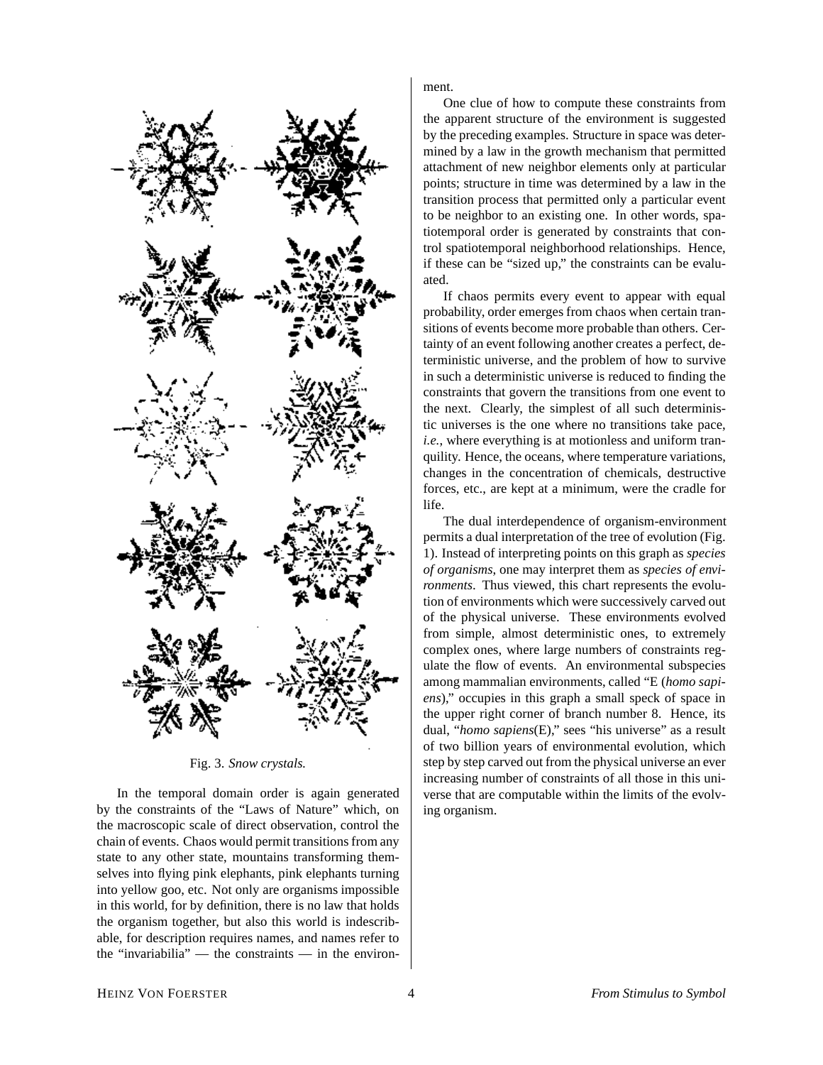Fig. 3. *Snow crystals.*

In the temporal domain order is again generated by the constraints of the "Laws of Nature" which, on the macroscopic scale of direct observation, control the chain of events. Chaos would permit transitions from any state to any other state, mountains transforming themselves into flying pink elephants, pink elephants turning into yellow goo, etc. Not only are organisms impossible in this world, for by definition, there is no law that holds the organism together, but also this world is indescribable, for description requires names, and names refer to the "invariabilia" — the constraints — in the environment.

One clue of how to compute these constraints from the apparent structure of the environment is suggested by the preceding examples. Structure in space was determined by a law in the growth mechanism that permitted attachment of new neighbor elements only at particular points; structure in time was determined by a law in the transition process that permitted only a particular event to be neighbor to an existing one. In other words, spatiotemporal order is generated by constraints that control spatiotemporal neighborhood relationships. Hence, if these can be "sized up," the constraints can be evaluated.

If chaos permits every event to appear with equal probability, order emerges from chaos when certain transitions of events become more probable than others. Certainty of an event following another creates a perfect, deterministic universe, and the problem of how to survive in such a deterministic universe is reduced to finding the constraints that govern the transitions from one event to the next. Clearly, the simplest of all such deterministic universes is the one where no transitions take pace, *i.e.*, where everything is at motionless and uniform tranquility. Hence, the oceans, where temperature variations, changes in the concentration of chemicals, destructive forces, etc., are kept at a minimum, were the cradle for life.

The dual interdependence of organism-environment permits a dual interpretation of the tree of evolution (Fig. 1). Instead of interpreting points on this graph as *species of organisms*, one may interpret them as *species of environments*. Thus viewed, this chart represents the evolution of environments which were successively carved out of the physical universe. These environments evolved from simple, almost deterministic ones, to extremely complex ones, where large numbers of constraints regulate the flow of events. An environmental subspecies among mammalian environments, called "E (*homo sapiens*)," occupies in this graph a small speck of space in the upper right corner of branch number 8. Hence, its dual, "*homo sapiens*(E)," sees "his universe" as a result of two billion years of environmental evolution, which step by step carved out from the physical universe an ever increasing number of constraints of all those in this universe that are computable within the limits of the evolving organism.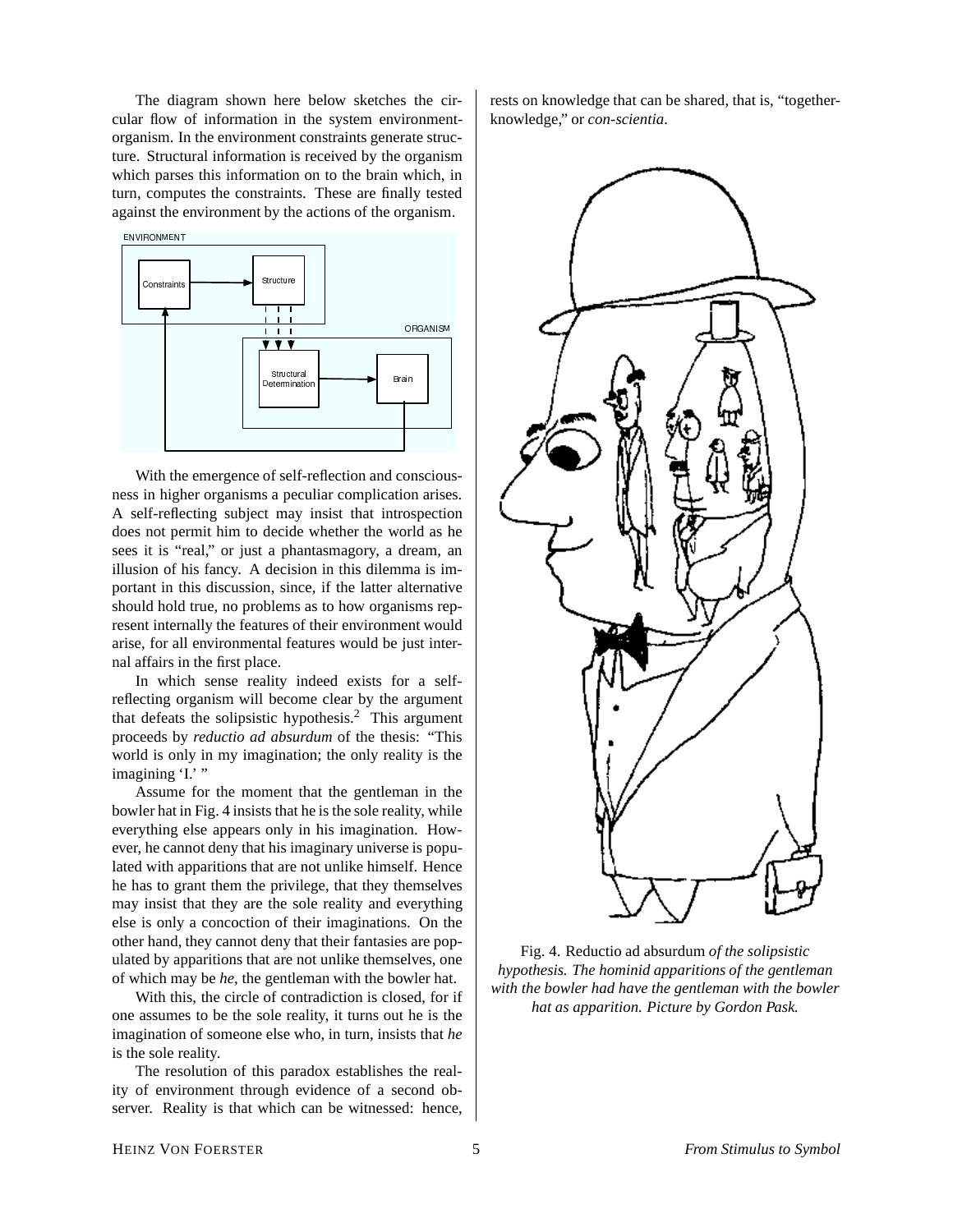The diagram shown here below sketches the circular flow of information in the system environment-organism. In the environment constraints generate structure. Structural information is received by the organism which parses this information on to the brain which, in turn, computes the constraints. These are finally tested against the environment by the actions of the organism.

With the emergence of self-reflection and consciousness in higher organisms a peculiar complication arises. A self-reflecting subject may insist that introspection does not permit him to decide whether the world as he sees it is "real," or just a phantasmagory, a dream, an illusion of his fancy. A decision in this dilemma is important in this discussion, since, if the latter alternative should hold true, no problems as to how organisms represent internally the features of their environment would arise, for all environmental features would be just internal affairs in the first place.

In which sense reality indeed exists for a self-reflecting organism will become clear by the argument that defeats the solipsistic hypothesis.[2] This argument proceeds by *reductio ad absurdum* of the thesis: "This world is only in my imagination; the only reality is the imagining 'I.' "

Assume for the moment that the gentleman in the bowler hat in Fig. 4 insists that he is the sole reality, while everything else appears only in his imagination. However, he cannot deny that his imaginary universe is populated with apparitions that are not unlike himself. Hence he has to grant them the privilege, that they themselves may insist that they are the sole reality and everything else is only a concoction of their imaginations. On the other hand, they cannot deny that their fantasies are populated by apparitions that are not unlike themselves, one of which may be *he*, the gentleman with the bowler hat.

With this, the circle of contradiction is closed, for if one assumes to be the sole reality, it turns out he is the imagination of someone else who, in turn, insists that *he* is the sole reality.

The resolution of this paradox establishes the reality of environment through evidence of a second observer. Reality is that which can be witnessed: hence, rests on knowledge that can be shared, that is, "together-knowledge," or *con-scientia*.

Fig. 4. Reductio ad absurdum *of the solipsistic hypothesis. The hominid apparitions of the gentleman with the bowler had have the gentleman with the bowler hat as apparition. Picture by Gordon Pask.*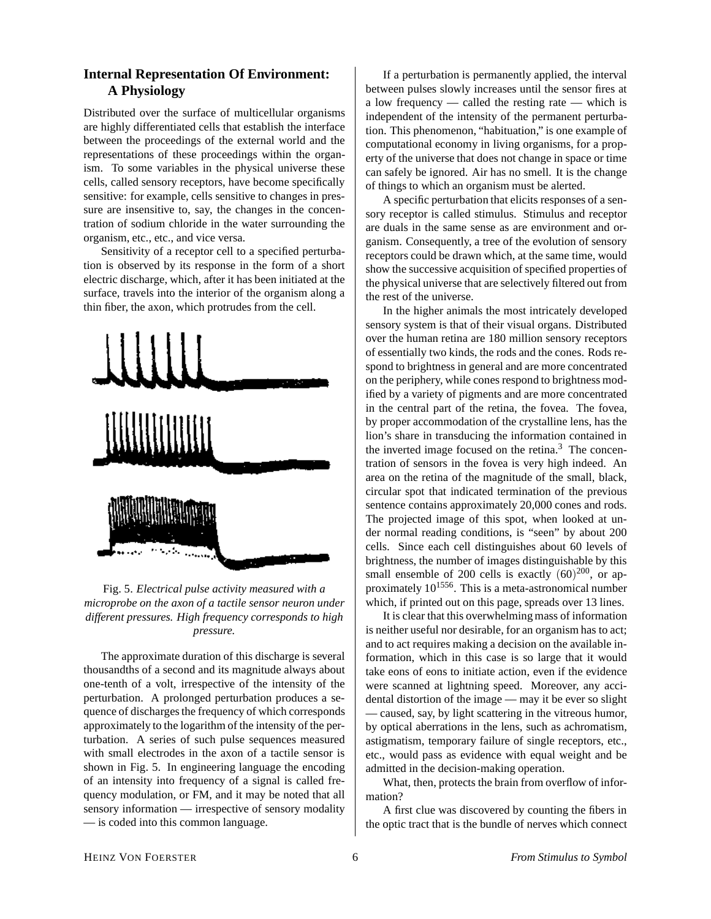## Internal Representation Of Environment: A Physiology

Distributed over the surface of multicellular organisms are highly differentiated cells that establish the interface between the proceedings of the external world and the representations of these proceedings within the organism. To some variables in the physical universe these cells, called sensory receptors, have become specifically sensitive: for example, cells sensitive to changes in pressure are insensitive to, say, the changes in the concentration of sodium chloride in the water surrounding the organism, etc., etc., and vice versa.

Sensitivity of a receptor cell to a specified perturbation is observed by its response in the form of a short electric discharge, which, after it has been initiated at the surface, travels into the interior of the organism along a thin fiber, the axon, which protrudes from the cell.

Fig. 5. *Electrical pulse activity measured with a microprobe on the axon of a tactile sensor neuron under different pressures. High frequency corresponds to high pressure.*

The approximate duration of this discharge is several thousandths of a second and its magnitude always about one-tenth of a volt, irrespective of the intensity of the perturbation. A prolonged perturbation produces a sequence of discharges the frequency of which corresponds approximately to the logarithm of the intensity of the perturbation. A series of such pulse sequences measured with small electrodes in the axon of a tactile sensor is shown in Fig. 5. In engineering language the encoding of an intensity into frequency of a signal is called frequency modulation, or FM, and it may be noted that all sensory information — irrespective of sensory modality — is coded into this common language.

If a perturbation is permanently applied, the interval between pulses slowly increases until the sensor fires at a low frequency — called the resting rate — which is independent of the intensity of the permanent perturbation. This phenomenon, "habituation," is one example of computational economy in living organisms, for a property of the universe that does not change in space or time can safely be ignored. Air has no smell. It is the change of things to which an organism must be alerted.

A specific perturbation that elicits responses of a sensory receptor is called stimulus. Stimulus and receptor are duals in the same sense as are environment and organism. Consequently, a tree of the evolution of sensory receptors could be drawn which, at the same time, would show the successive acquisition of specified properties of the physical universe that are selectively filtered out from the rest of the universe.

In the higher animals the most intricately developed sensory system is that of their visual organs. Distributed over the human retina are 180 million sensory receptors of essentially two kinds, the rods and the cones. Rods respond to brightness in general and are more concentrated on the periphery, while cones respond to brightness modified by a variety of pigments and are more concentrated in the central part of the retina, the fovea. The fovea, by proper accommodation of the crystalline lens, has the lion's share in transducing the information contained in the inverted image focused on the retina.[3] The concentration of sensors in the fovea is very high indeed. An area on the retina of the magnitude of the small, black, circular spot that indicated termination of the previous sentence contains approximately 20,000 cones and rods. The projected image of this spot, when looked at under normal reading conditions, is "seen" by about 200 cells. Since each cell distinguishes about 60 levels of brightness, the number of images distinguishable by this small ensemble of 200 cells is exactly $(60)^{200}$, or approximately $10^{1556}$. This is a meta-astronomical number which, if printed out on this page, spreads over 13 lines.

It is clear that this overwhelming mass of information is neither useful nor desirable, for an organism has to act; and to act requires making a decision on the available information, which in this case is so large that it would take eons of eons to initiate action, even if the evidence were scanned at lightning speed. Moreover, any accidental distortion of the image — may it be ever so slight — caused, say, by light scattering in the vitreous humor, by optical aberrations in the lens, such as achromatism, astigmatism, temporary failure of single receptors, etc., etc., would pass as evidence with equal weight and be admitted in the decision-making operation.

What, then, protects the brain from overflow of information?

A first clue was discovered by counting the fibers in the optic tract that is the bundle of nerves which connect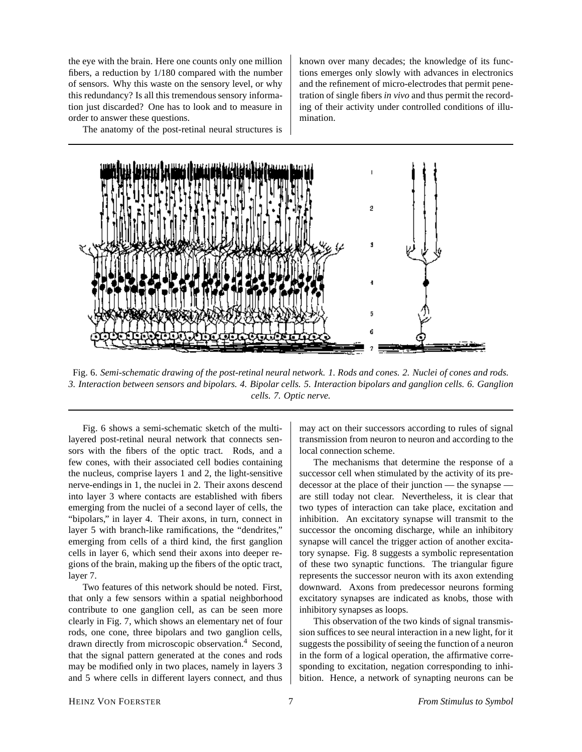the eye with the brain. Here one counts only one million fibers, a reduction by 1/180 compared with the number of sensors. Why this waste on the sensory level, or why this redundancy? Is all this tremendous sensory information just discarded? One has to look and to measure in order to answer these questions.

The anatomy of the post-retinal neural structures is known over many decades; the knowledge of its functions emerges only slowly with advances in electronics and the refinement of micro-electrodes that permit penetration of single fibers *in vivo* and thus permit the recording of their activity under controlled conditions of illumination.

Fig. 6. *Semi-schematic drawing of the post-retinal neural network. 1. Rods and cones. 2. Nuclei of cones and rods. 3. Interaction between sensors and bipolars. 4. Bipolar cells. 5. Interaction bipolars and ganglion cells. 6. Ganglion cells. 7. Optic nerve.*

Fig. 6 shows a semi-schematic sketch of the multi-layered post-retinal neural network that connects sensors with the fibers of the optic tract. Rods, and a few cones, with their associated cell bodies containing the nucleus, comprise layers 1 and 2, the light-sensitive nerve-endings in 1, the nuclei in 2. Their axons descend into layer 3 where contacts are established with fibers emerging from the nuclei of a second layer of cells, the "bipolars," in layer 4. Their axons, in turn, connect in layer 5 with branch-like ramifications, the "dendrites," emerging from cells of a third kind, the first ganglion cells in layer 6, which send their axons into deeper regions of the brain, making up the fibers of the optic tract, layer 7.

Two features of this network should be noted. First, that only a few sensors within a spatial neighborhood contribute to one ganglion cell, as can be seen more clearly in Fig. 7, which shows an elementary net of four rods, one cone, three bipolars and two ganglion cells, drawn directly from microscopic observation.[4] Second, that the signal pattern generated at the cones and rods may be modified only in two places, namely in layers 3 and 5 where cells in different layers connect, and thus may act on their successors according to rules of signal transmission from neuron to neuron and according to the local connection scheme.

The mechanisms that determine the response of a successor cell when stimulated by the activity of its predecessor at the place of their junction — the synapse — are still today not clear. Nevertheless, it is clear that two types of interaction can take place, excitation and inhibition. An excitatory synapse will transmit to the successor the oncoming discharge, while an inhibitory synapse will cancel the trigger action of another excitatory synapse. Fig. 8 suggests a symbolic representation of these two synaptic functions. The triangular figure represents the successor neuron with its axon extending downward. Axons from predecessor neurons forming excitatory synapses are indicated as knobs, those with inhibitory synapses as loops.

This observation of the two kinds of signal transmission suffices to see neural interaction in a new light, for it suggests the possibility of seeing the function of a neuron in the form of a logical operation, the affirmative corresponding to excitation, negation corresponding to inhibition. Hence, a network of synapting neurons can be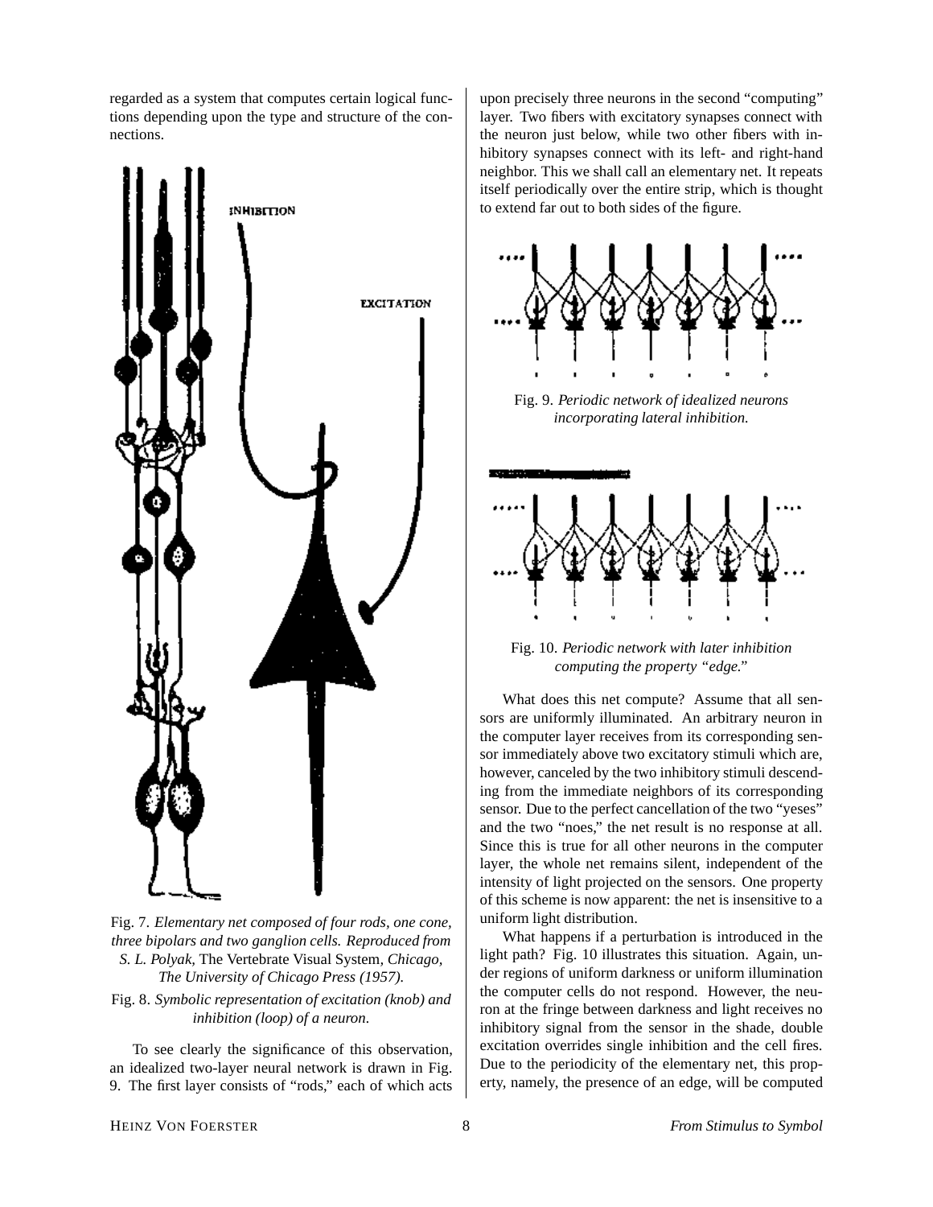regarded as a system that computes certain logical functions depending upon the type and structure of the connections.

Fig. 7. *Elementary net composed of four rods, one cone, three bipolars and two ganglion cells. Reproduced from S. L. Polyak,* The Vertebrate Visual System, *Chicago, The University of Chicago Press (1957).*

Fig. 8. *Symbolic representation of excitation (knob) and inhibition (loop) of a neuron.*

To see clearly the significance of this observation, an idealized two-layer neural network is drawn in Fig. 9. The first layer consists of "rods," each of which acts upon precisely three neurons in the second "computing" layer. Two fibers with excitatory synapses connect with the neuron just below, while two other fibers with inhibitory synapses connect with its left- and right-hand neighbor. This we shall call an elementary net. It repeats itself periodically over the entire strip, which is thought to extend far out to both sides of the figure.

Fig. 9. *Periodic network of idealized neurons incorporating lateral inhibition.*

Fig. 10. *Periodic network with later inhibition computing the property "edge."*

What does this net compute? Assume that all sensors are uniformly illuminated. An arbitrary neuron in the computer layer receives from its corresponding sensor immediately above two excitatory stimuli which are, however, canceled by the two inhibitory stimuli descending from the immediate neighbors of its corresponding sensor. Due to the perfect cancellation of the two "yeses" and the two "noes," the net result is no response at all. Since this is true for all other neurons in the computer layer, the whole net remains silent, independent of the intensity of light projected on the sensors. One property of this scheme is now apparent: the net is insensitive to a uniform light distribution.

What happens if a perturbation is introduced in the light path? Fig. 10 illustrates this situation. Again, under regions of uniform darkness or uniform illumination the computer cells do not respond. However, the neuron at the fringe between darkness and light receives no inhibitory signal from the sensor in the shade, double excitation overrides single inhibition and the cell fires. Due to the periodicity of the elementary net, this property, namely, the presence of an edge, will be computed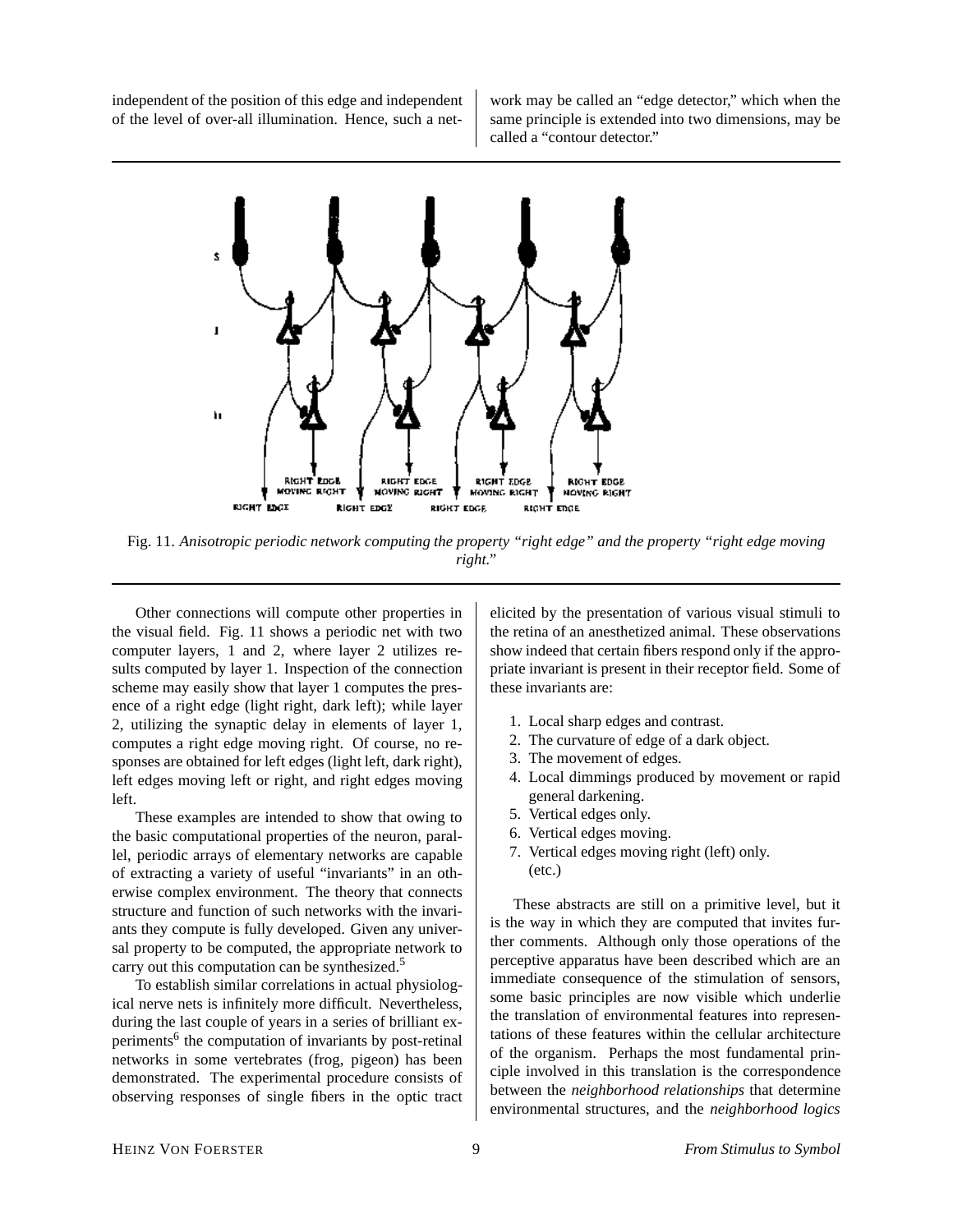independent of the position of this edge and independent of the level of over-all illumination. Hence, such a network may be called an "edge detector," which when the same principle is extended into two dimensions, may be called a "contour detector."

Fig. 11. *Anisotropic periodic network computing the property "right edge" and the property "right edge moving right."*

Other connections will compute other properties in the visual field. Fig. 11 shows a periodic net with two computer layers, 1 and 2, where layer 2 utilizes results computed by layer 1. Inspection of the connection scheme may easily show that layer 1 computes the presence of a right edge (light right, dark left); while layer 2, utilizing the synaptic delay in elements of layer 1, computes a right edge moving right. Of course, no responses are obtained for left edges (light left, dark right), left edges moving left or right, and right edges moving left.

These examples are intended to show that owing to the basic computational properties of the neuron, parallel, periodic arrays of elementary networks are capable of extracting a variety of useful "invariants" in an otherwise complex environment. The theory that connects structure and function of such networks with the invariants they compute is fully developed. Given any universal property to be computed, the appropriate network to carry out this computation can be synthesized.[5]

To establish similar correlations in actual physiological nerve nets is infinitely more difficult. Nevertheless, during the last couple of years in a series of brilliant experiments[6] the computation of invariants by post-retinal networks in some vertebrates (frog, pigeon) has been demonstrated. The experimental procedure consists of observing responses of single fibers in the optic tract elicited by the presentation of various visual stimuli to the retina of an anesthetized animal. These observations show indeed that certain fibers respond only if the appropriate invariant is present in their receptor field. Some of these invariants are:

1. Local sharp edges and contrast.
2. The curvature of edge of a dark object.
3. The movement of edges.
4. Local dimmings produced by movement or rapid general darkening.
5. Vertical edges only.
6. Vertical edges moving.
7. Vertical edges moving right (left) only.
   (etc.)

These abstracts are still on a primitive level, but it is the way in which they are computed that invites further comments. Although only those operations of the perceptive apparatus have been described which are an immediate consequence of the stimulation of sensors, some basic principles are now visible which underlie the translation of environmental features into representations of these features within the cellular architecture of the organism. Perhaps the most fundamental principle involved in this translation is the correspondence between the *neighborhood relationships* that determine environmental structures, and the *neighborhood logics*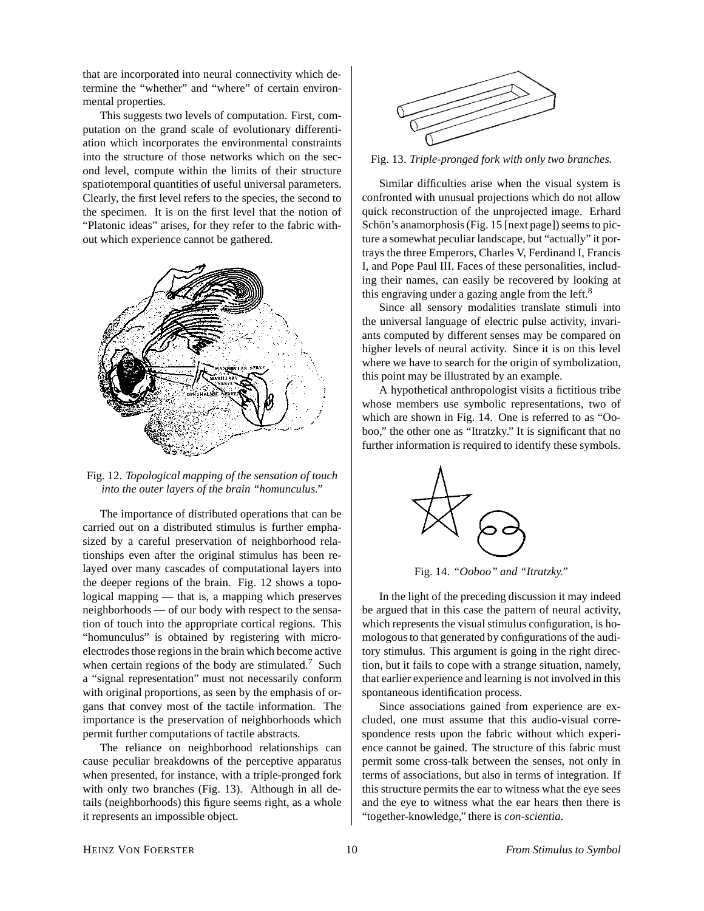that are incorporated into neural connectivity which determine the "whether" and "where" of certain environmental properties.

This suggests two levels of computation. First, computation on the grand scale of evolutionary differentiation which incorporates the environmental constraints into the structure of those networks which on the second level, compute within the limits of their structure spatiotemporal quantities of useful universal parameters. Clearly, the first level refers to the species, the second to the specimen. It is on the first level that the notion of "Platonic ideas" arises, for they refer to the fabric without which experience cannot be gathered.

Fig. 12. *Topological mapping of the sensation of touch into the outer layers of the brain "homunculus."*

The importance of distributed operations that can be carried out on a distributed stimulus is further emphasized by a careful preservation of neighborhood relationships even after the original stimulus has been relayed over many cascades of computational layers into the deeper regions of the brain. Fig. 12 shows a topological mapping — that is, a mapping which preserves neighborhoods — of our body with respect to the sensation of touch into the appropriate cortical regions. This "homunculus" is obtained by registering with microelectrodes those regions in the brain which become active when certain regions of the body are stimulated.[7] Such a "signal representation" must not necessarily conform with original proportions, as seen by the emphasis of organs that convey most of the tactile information. The importance is the preservation of neighborhoods which permit further computations of tactile abstracts.

The reliance on neighborhood relationships can cause peculiar breakdowns of the perceptive apparatus when presented, for instance, with a triple-pronged fork with only two branches (Fig. 13). Although in all details (neighborhoods) this figure seems right, as a whole it represents an impossible object.

Fig. 13. *Triple-pronged fork with only two branches.*

Similar difficulties arise when the visual system is confronted with unusual projections which do not allow quick reconstruction of the unprojected image. Erhard Schön's anamorphosis (Fig. 15 [next page]) seems to picture a somewhat peculiar landscape, but "actually" it portrays the three Emperors, Charles V, Ferdinand I, Francis I, and Pope Paul III. Faces of these personalities, including their names, can easily be recovered by looking at this engraving under a gazing angle from the left.[8]

Since all sensory modalities translate stimuli into the universal language of electric pulse activity, invariants computed by different senses may be compared on higher levels of neural activity. Since it is on this level where we have to search for the origin of symbolization, this point may be illustrated by an example.

A hypothetical anthropologist visits a fictitious tribe whose members use symbolic representations, two of which are shown in Fig. 14. One is referred to as "Ooboo," the other one as "Itratzky." It is significant that no further information is required to identify these symbols.

Fig. 14. *"Ooboo" and "Itratzky."*

In the light of the preceding discussion it may indeed be argued that in this case the pattern of neural activity, which represents the visual stimulus configuration, is homologous to that generated by configurations of the auditory stimulus. This argument is going in the right direction, but it fails to cope with a strange situation, namely, that earlier experience and learning is not involved in this spontaneous identification process.

Since associations gained from experience are excluded, one must assume that this audio-visual correspondence rests upon the fabric without which experience cannot be gained. The structure of this fabric must permit some cross-talk between the senses, not only in terms of associations, but also in terms of integration. If this structure permits the ear to witness what the eye sees and the eye to witness what the ear hears then there is "together-knowledge," there is *con-scientia*.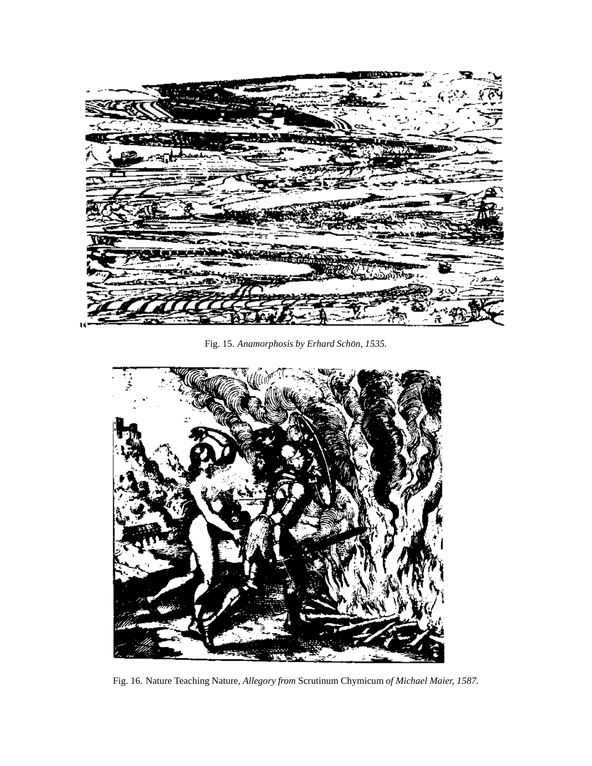Fig. 15. *Anamorphosis by Erhard Schön, 1535.*

Fig. 16. Nature Teaching Nature, *Allegory from* Scrutinum Chymicum *of Michael Maier, 1587.*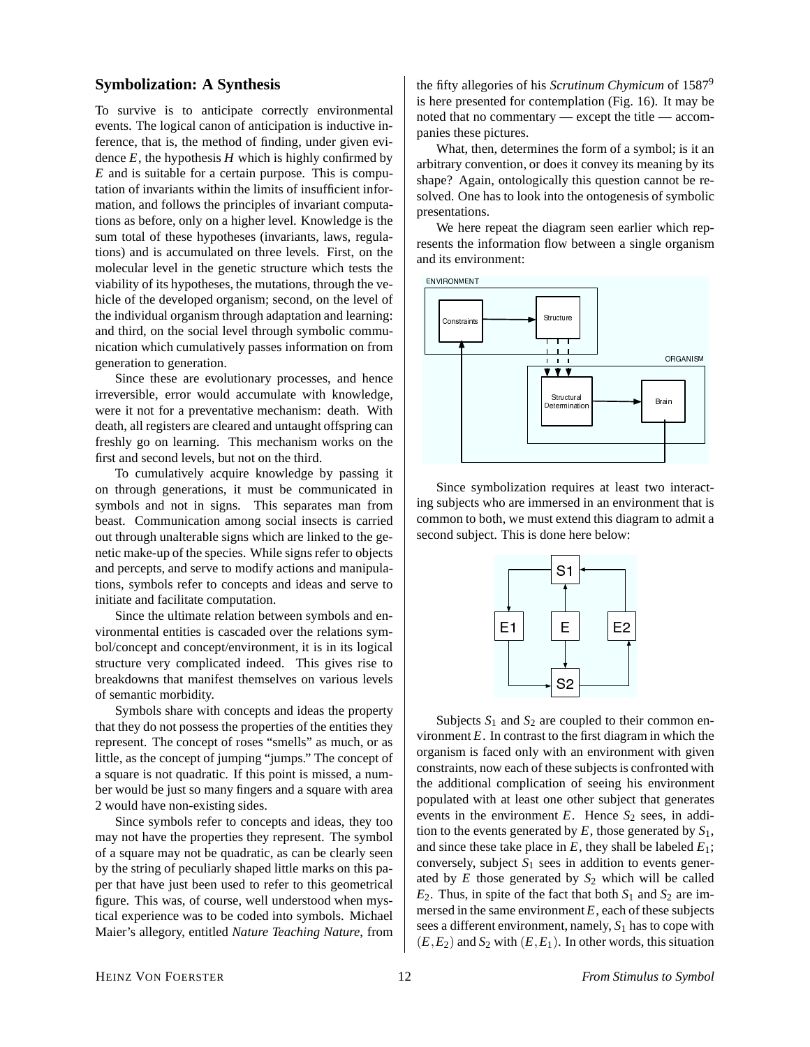## Symbolization: A Synthesis

To survive is to anticipate correctly environmental events. The logical canon of anticipation is inductive inference, that is, the method of finding, under given evidence $E$, the hypothesis $H$ which is highly confirmed by $E$ and is suitable for a certain purpose. This is computation of invariants within the limits of insufficient information, and follows the principles of invariant computations as before, only on a higher level. Knowledge is the sum total of these hypotheses (invariants, laws, regulations) and is accumulated on three levels. First, on the molecular level in the genetic structure which tests the viability of its hypotheses, the mutations, through the vehicle of the developed organism; second, on the level of the individual organism through adaptation and learning: and third, on the social level through symbolic communication which cumulatively passes information on from generation to generation.

Since these are evolutionary processes, and hence irreversible, error would accumulate with knowledge, were it not for a preventative mechanism: death. With death, all registers are cleared and untaught offspring can freshly go on learning. This mechanism works on the first and second levels, but not on the third.

To cumulatively acquire knowledge by passing it on through generations, it must be communicated in symbols and not in signs. This separates man from beast. Communication among social insects is carried out through unalterable signs which are linked to the genetic make-up of the species. While signs refer to objects and percepts, and serve to modify actions and manipulations, symbols refer to concepts and ideas and serve to initiate and facilitate computation.

Since the ultimate relation between symbols and environmental entities is cascaded over the relations symbol/concept and concept/environment, it is in its logical structure very complicated indeed. This gives rise to breakdowns that manifest themselves on various levels of semantic morbidity.

Symbols share with concepts and ideas the property that they do not possess the properties of the entities they represent. The concept of roses "smells" as much, or as little, as the concept of jumping "jumps." The concept of a square is not quadratic. If this point is missed, a number would be just so many fingers and a square with area 2 would have non-existing sides.

Since symbols refer to concepts and ideas, they too may not have the properties they represent. The symbol of a square may not be quadratic, as can be clearly seen by the string of peculiarly shaped little marks on this paper that have just been used to refer to this geometrical figure. This was, of course, well understood when mystical experience was to be coded into symbols. Michael Maier's allegory, entitled *Nature Teaching Nature*, from the fifty allegories of his *Scrutinum Chymicum* of 1587[9] is here presented for contemplation (Fig. 16). It may be noted that no commentary — except the title — accompanies these pictures.

What, then, determines the form of a symbol; is it an arbitrary convention, or does it convey its meaning by its shape? Again, ontologically this question cannot be resolved. One has to look into the ontogenesis of symbolic presentations.

We here repeat the diagram seen earlier which represents the information flow between a single organism and its environment:

ENVIRONMENT: Constraints → Structure; ORGANISM: Structural Determination → Brain

Since symbolization requires at least two interacting subjects who are immersed in an environment that is common to both, we must extend this diagram to admit a second subject. This is done here below:

S1, E1, E, E2, S2

Subjects $S_1$ and $S_2$ are coupled to their common environment $E$. In contrast to the first diagram in which the organism is faced only with an environment with given constraints, now each of these subjects is confronted with the additional complication of seeing his environment populated with at least one other subject that generates events in the environment $E$. Hence $S_2$ sees, in addition to the events generated by $E$, those generated by $S_1$, and since these take place in $E$, they shall be labeled $E_1$; conversely, subject $S_1$ sees in addition to events generated by $E$ those generated by $S_2$ which will be called $E_2$. Thus, in spite of the fact that both $S_1$ and $S_2$ are immersed in the same environment $E$, each of these subjects sees a different environment, namely, $S_1$ has to cope with $(E,E_2)$ and $S_2$ with $(E,E_1)$. In other words, this situation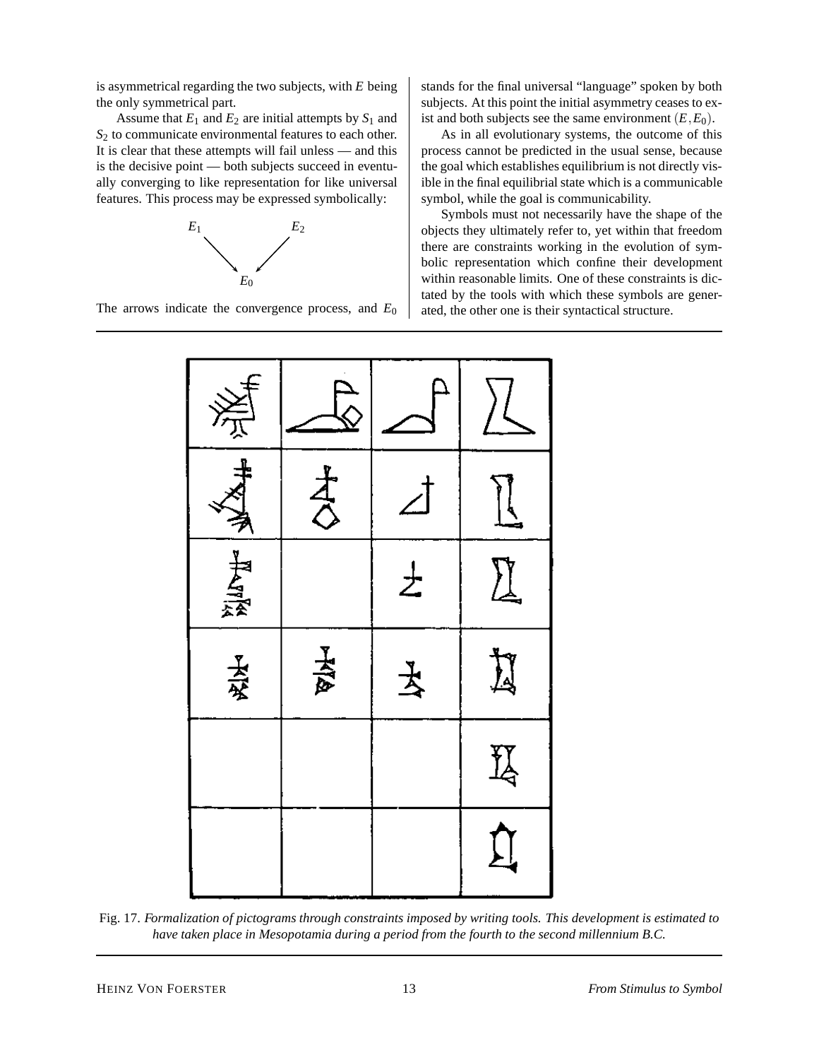is asymmetrical regarding the two subjects, with $E$ being the only symmetrical part.

Assume that $E_1$ and $E_2$ are initial attempts by $S_1$ and $S_2$ to communicate environmental features to each other. It is clear that these attempts will fail unless — and this is the decisive point — both subjects succeed in eventually converging to like representation for like universal features. This process may be expressed symbolically:

$$
\begin{array}{ccc}
E_1 & & E_2 \\
& \searrow \quad \swarrow & \\
& E_0 &
\end{array}
$$

The arrows indicate the convergence process, and $E_0$ stands for the final universal "language" spoken by both subjects. At this point the initial asymmetry ceases to exist and both subjects see the same environment $(E, E_0)$.

As in all evolutionary systems, the outcome of this process cannot be predicted in the usual sense, because the goal which establishes equilibrium is not directly visible in the final equilibrial state which is a communicable symbol, while the goal is communicability.

Symbols must not necessarily have the shape of the objects they ultimately refer to, yet within that freedom there are constraints working in the evolution of symbolic representation which confine their development within reasonable limits. One of these constraints is dictated by the tools with which these symbols are generated, the other one is their syntactical structure.

Fig. 17. *Formalization of pictograms through constraints imposed by writing tools. This development is estimated to have taken place in Mesopotamia during a period from the fourth to the second millennium B.C.*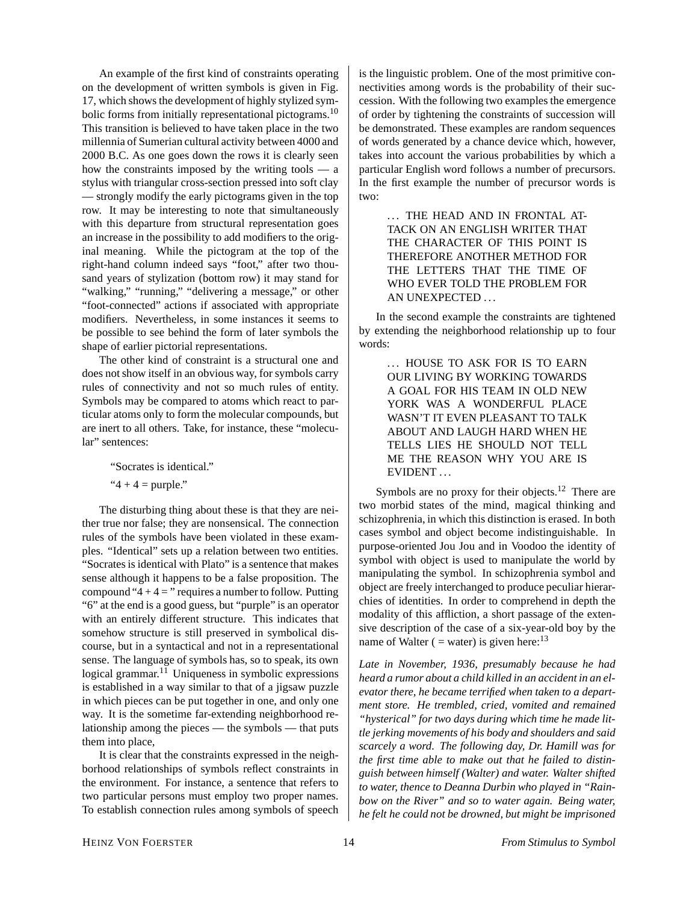An example of the first kind of constraints operating on the development of written symbols is given in Fig. 17, which shows the development of highly stylized symbolic forms from initially representational pictograms.[10] This transition is believed to have taken place in the two millennia of Sumerian cultural activity between 4000 and 2000 B.C. As one goes down the rows it is clearly seen how the constraints imposed by the writing tools — a stylus with triangular cross-section pressed into soft clay — strongly modify the early pictograms given in the top row. It may be interesting to note that simultaneously with this departure from structural representation goes an increase in the possibility to add modifiers to the original meaning. While the pictogram at the top of the right-hand column indeed says "foot," after two thousand years of stylization (bottom row) it may stand for "walking," "running," "delivering a message," or other "foot-connected" actions if associated with appropriate modifiers. Nevertheless, in some instances it seems to be possible to see behind the form of later symbols the shape of earlier pictorial representations.

The other kind of constraint is a structural one and does not show itself in an obvious way, for symbols carry rules of connectivity and not so much rules of entity. Symbols may be compared to atoms which react to particular atoms only to form the molecular compounds, but are inert to all others. Take, for instance, these "molecular" sentences:

> "Socrates is identical."
>
> "4 + 4 = purple."

The disturbing thing about these is that they are neither true nor false; they are nonsensical. The connection rules of the symbols have been violated in these examples. "Identical" sets up a relation between two entities. "Socrates is identical with Plato" is a sentence that makes sense although it happens to be a false proposition. The compound "4 + 4 = " requires a number to follow. Putting "6" at the end is a good guess, but "purple" is an operator with an entirely different structure. This indicates that somehow structure is still preserved in symbolical discourse, but in a syntactical and not in a representational sense. The language of symbols has, so to speak, its own logical grammar.[11] Uniqueness in symbolic expressions is established in a way similar to that of a jigsaw puzzle in which pieces can be put together in one, and only one way. It is the sometime far-extending neighborhood relationship among the pieces — the symbols — that puts them into place,

It is clear that the constraints expressed in the neighborhood relationships of symbols reflect constraints in the environment. For instance, a sentence that refers to two particular persons must employ two proper names. To establish connection rules among symbols of speech is the linguistic problem. One of the most primitive connectivities among words is the probability of their succession. With the following two examples the emergence of order by tightening the constraints of succession will be demonstrated. These examples are random sequences of words generated by a chance device which, however, takes into account the various probabilities by which a particular English word follows a number of precursors. In the first example the number of precursor words is two:

> ... THE HEAD AND IN FRONTAL ATTACK ON AN ENGLISH WRITER THAT THE CHARACTER OF THIS POINT IS THEREFORE ANOTHER METHOD FOR THE LETTERS THAT THE TIME OF WHO EVER TOLD THE PROBLEM FOR AN UNEXPECTED ...

In the second example the constraints are tightened by extending the neighborhood relationship up to four words:

> ... HOUSE TO ASK FOR IS TO EARN OUR LIVING BY WORKING TOWARDS A GOAL FOR HIS TEAM IN OLD NEW YORK WAS A WONDERFUL PLACE WASN'T IT EVEN PLEASANT TO TALK ABOUT AND LAUGH HARD WHEN HE TELLS LIES HE SHOULD NOT TELL ME THE REASON WHY YOU ARE IS EVIDENT ...

Symbols are no proxy for their objects.[12] There are two morbid states of the mind, magical thinking and schizophrenia, in which this distinction is erased. In both cases symbol and object become indistinguishable. In purpose-oriented Jou Jou and in Voodoo the identity of symbol with object is used to manipulate the world by manipulating the symbol. In schizophrenia symbol and object are freely interchanged to produce peculiar hierarchies of identities. In order to comprehend in depth the modality of this affliction, a short passage of the extensive description of the case of a six-year-old boy by the name of Walter ( = water) is given here:[13]

*Late in November, 1936, presumably because he had heard a rumor about a child killed in an accident in an elevator there, he became terrified when taken to a department store. He trembled, cried, vomited and remained "hysterical" for two days during which time he made little jerking movements of his body and shoulders and said scarcely a word. The following day, Dr. Hamill was for the first time able to make out that he failed to distinguish between himself (Walter) and water. Walter shifted to water, thence to Deanna Durbin who played in "Rainbow on the River" and so to water again. Being water, he felt he could not be drowned, but might be imprisoned*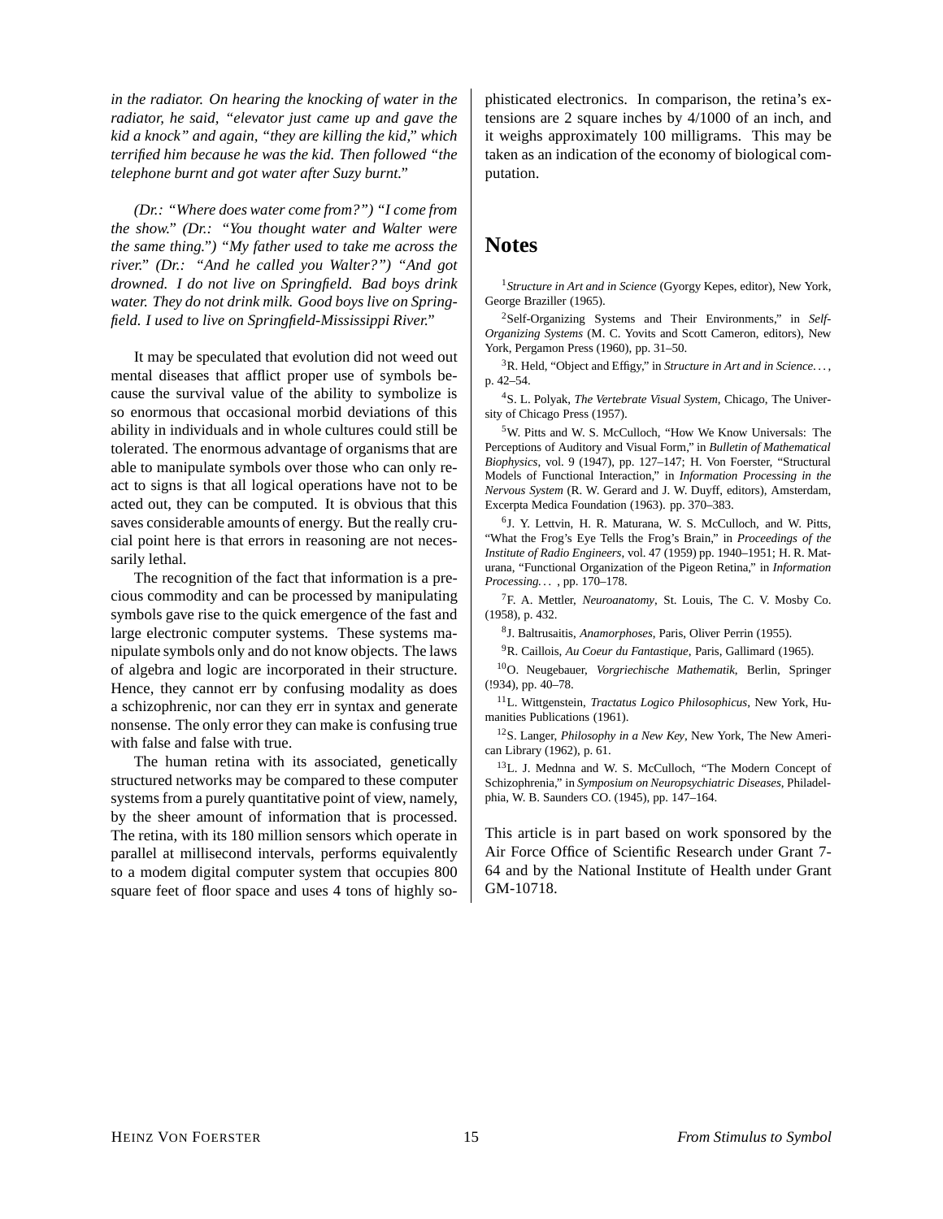*in the radiator. On hearing the knocking of water in the radiator, he said, "elevator just came up and gave the kid a knock" and again, "they are killing the kid," which terrified him because he was the kid. Then followed "the telephone burnt and got water after Suzy burnt."*

*(Dr.: "Where does water come from?") "I come from the show." (Dr.: "You thought water and Walter were the same thing.") "My father used to take me across the river." (Dr.: "And he called you Walter?") "And got drowned. I do not live on Springfield. Bad boys drink water. They do not drink milk. Good boys live on Springfield. I used to live on Springfield-Mississippi River."*

It may be speculated that evolution did not weed out mental diseases that afflict proper use of symbols because the survival value of the ability to symbolize is so enormous that occasional morbid deviations of this ability in individuals and in whole cultures could still be tolerated. The enormous advantage of organisms that are able to manipulate symbols over those who can only react to signs is that all logical operations have not to be acted out, they can be computed. It is obvious that this saves considerable amounts of energy. But the really crucial point here is that errors in reasoning are not necessarily lethal.

The recognition of the fact that information is a precious commodity and can be processed by manipulating symbols gave rise to the quick emergence of the fast and large electronic computer systems. These systems manipulate symbols only and do not know objects. The laws of algebra and logic are incorporated in their structure. Hence, they cannot err by confusing modality as does a schizophrenic, nor can they err in syntax and generate nonsense. The only error they can make is confusing true with false and false with true.

The human retina with its associated, genetically structured networks may be compared to these computer systems from a purely quantitative point of view, namely, by the sheer amount of information that is processed. The retina, with its 180 million sensors which operate in parallel at millisecond intervals, performs equivalently to a modem digital computer system that occupies 800 square feet of floor space and uses 4 tons of highly sophisticated electronics. In comparison, the retina's extensions are 2 square inches by 4/1000 of an inch, and it weighs approximately 100 milligrams. This may be taken as an indication of the economy of biological computation.

## Notes

[1] *Structure in Art and in Science* (Gyorgy Kepes, editor), New York, George Braziller (1965).

[2] Self-Organizing Systems and Their Environments," in *Self-Organizing Systems* (M. C. Yovits and Scott Cameron, editors), New York, Pergamon Press (1960), pp. 31–50.

[3] R. Held, "Object and Effigy," in *Structure in Art and in Science...*, p. 42–54.

[4] S. L. Polyak, *The Vertebrate Visual System*, Chicago, The University of Chicago Press (1957).

[5] W. Pitts and W. S. McCulloch, "How We Know Universals: The Perceptions of Auditory and Visual Form," in *Bulletin of Mathematical Biophysics*, vol. 9 (1947), pp. 127–147; H. Von Foerster, "Structural Models of Functional Interaction," in *Information Processing in the Nervous System* (R. W. Gerard and J. W. Duyff, editors), Amsterdam, Excerpta Medica Foundation (1963). pp. 370–383.

[6] J. Y. Lettvin, H. R. Maturana, W. S. McCulloch, and W. Pitts, "What the Frog's Eye Tells the Frog's Brain," in *Proceedings of the Institute of Radio Engineers*, vol. 47 (1959) pp. 1940–1951; H. R. Maturana, "Functional Organization of the Pigeon Retina," in *Information Processing...* , pp. 170–178.

[7] F. A. Mettler, *Neuroanatomy*, St. Louis, The C. V. Mosby Co. (1958), p. 432.

[8] J. Baltrusaitis, *Anamorphoses*, Paris, Oliver Perrin (1955).

[9] R. Caillois, *Au Coeur du Fantastique*, Paris, Gallimard (1965).

[10] O. Neugebauer, *Vorgriechische Mathematik*, Berlin, Springer (!934), pp. 40–78.

[11] L. Wittgenstein, *Tractatus Logico Philosophicus*, New York, Humanities Publications (1961).

[12] S. Langer, *Philosophy in a New Key*, New York, The New American Library (1962), p. 61.

[13] L. J. Mednna and W. S. McCulloch, "The Modern Concept of Schizophrenia," in *Symposium on Neuropsychiatric Diseases*, Philadelphia, W. B. Saunders CO. (1945), pp. 147–164.

This article is in part based on work sponsored by the Air Force Office of Scientific Research under Grant 7-64 and by the National Institute of Health under Grant GM-10718.